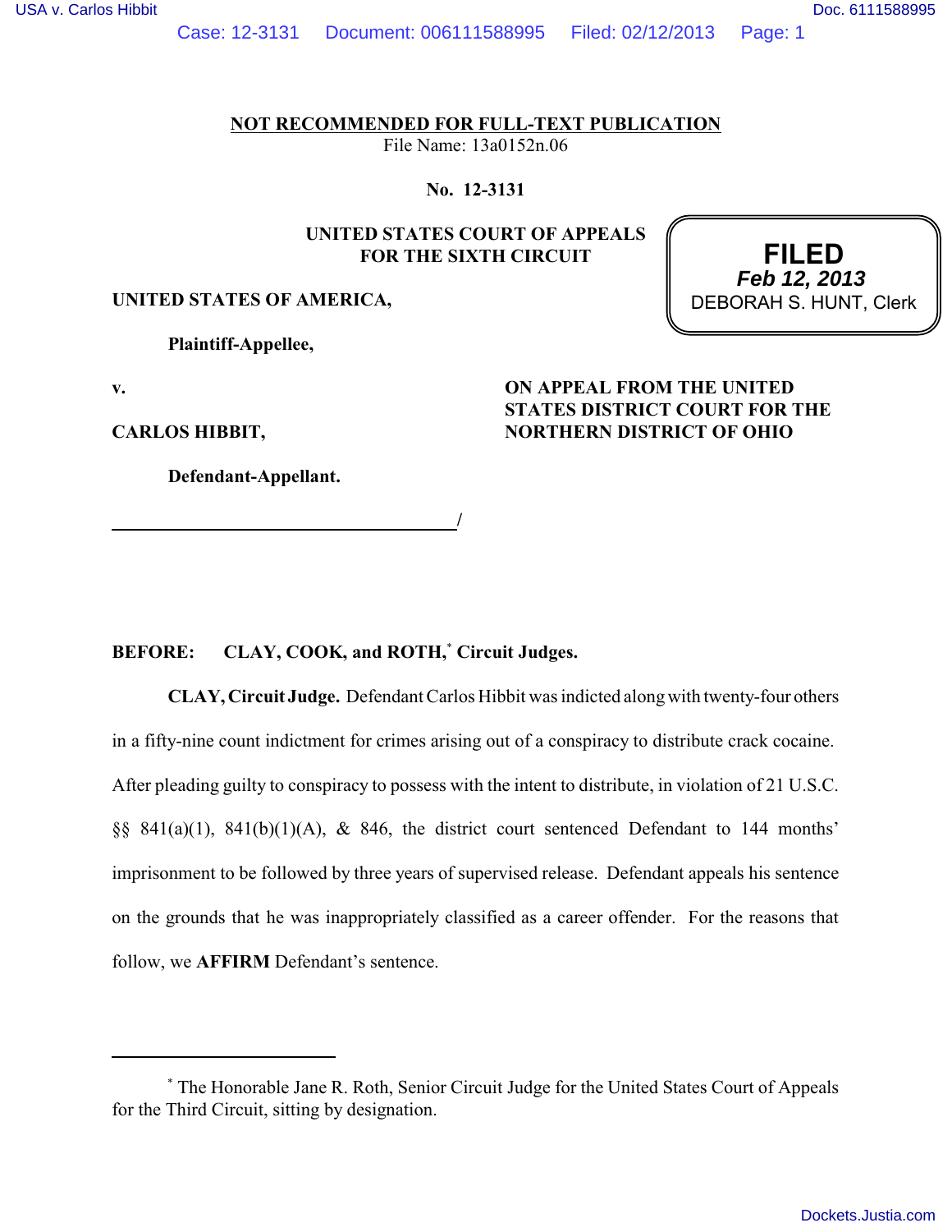**NOT RECOMMENDED FOR FULL-TEXT PUBLICATION**
File Name: 13a0152n.06

**No. 12-3131**

**UNITED STATES COURT OF APPEALS
FOR THE SIXTH CIRCUIT**

**FILED**
*Feb 12, 2013*
DEBORAH S. HUNT, Clerk

**UNITED STATES OF AMERICA,**

**Plaintiff-Appellee,**

**v.**

**CARLOS HIBBIT,**

**Defendant-Appellant.**

**ON APPEAL FROM THE UNITED STATES DISTRICT COURT FOR THE NORTHERN DISTRICT OF OHIO**

**BEFORE: CLAY, COOK, and ROTH,[*] Circuit Judges.**

**CLAY, Circuit Judge.** Defendant Carlos Hibbit was indicted along with twenty-four others in a fifty-nine count indictment for crimes arising out of a conspiracy to distribute crack cocaine. After pleading guilty to conspiracy to possess with the intent to distribute, in violation of 21 U.S.C. §§ 841(a)(1), 841(b)(1)(A), & 846, the district court sentenced Defendant to 144 months' imprisonment to be followed by three years of supervised release. Defendant appeals his sentence on the grounds that he was inappropriately classified as a career offender. For the reasons that follow, we **AFFIRM** Defendant's sentence.

---

[*] The Honorable Jane R. Roth, Senior Circuit Judge for the United States Court of Appeals for the Third Circuit, sitting by designation.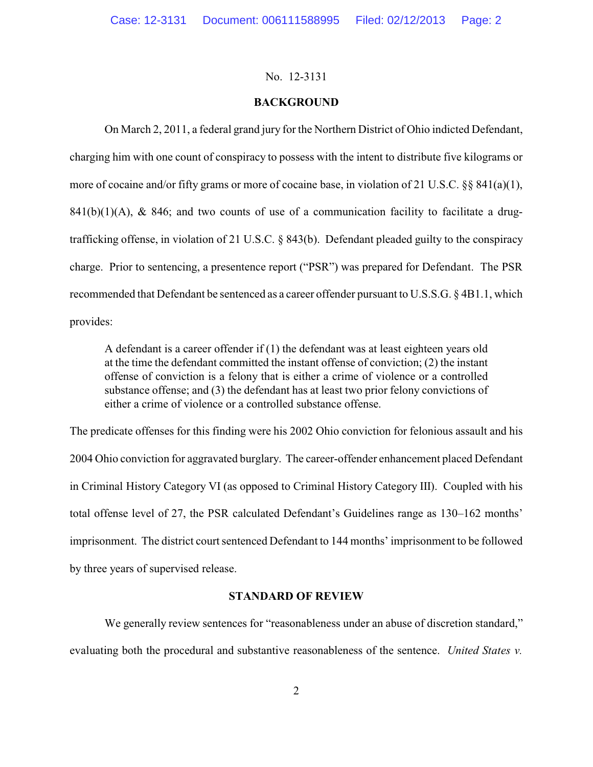No. 12-3131

## BACKGROUND

On March 2, 2011, a federal grand jury for the Northern District of Ohio indicted Defendant, charging him with one count of conspiracy to possess with the intent to distribute five kilograms or more of cocaine and/or fifty grams or more of cocaine base, in violation of 21 U.S.C. §§ 841(a)(1), 841(b)(1)(A), & 846; and two counts of use of a communication facility to facilitate a drug-trafficking offense, in violation of 21 U.S.C. § 843(b). Defendant pleaded guilty to the conspiracy charge. Prior to sentencing, a presentence report ("PSR") was prepared for Defendant. The PSR recommended that Defendant be sentenced as a career offender pursuant to U.S.S.G. § 4B1.1, which provides:

> A defendant is a career offender if (1) the defendant was at least eighteen years old at the time the defendant committed the instant offense of conviction; (2) the instant offense of conviction is a felony that is either a crime of violence or a controlled substance offense; and (3) the defendant has at least two prior felony convictions of either a crime of violence or a controlled substance offense.

The predicate offenses for this finding were his 2002 Ohio conviction for felonious assault and his 2004 Ohio conviction for aggravated burglary. The career-offender enhancement placed Defendant in Criminal History Category VI (as opposed to Criminal History Category III). Coupled with his total offense level of 27, the PSR calculated Defendant's Guidelines range as 130–162 months' imprisonment. The district court sentenced Defendant to 144 months' imprisonment to be followed by three years of supervised release.

## STANDARD OF REVIEW

We generally review sentences for "reasonableness under an abuse of discretion standard," evaluating both the procedural and substantive reasonableness of the sentence. *United States v.*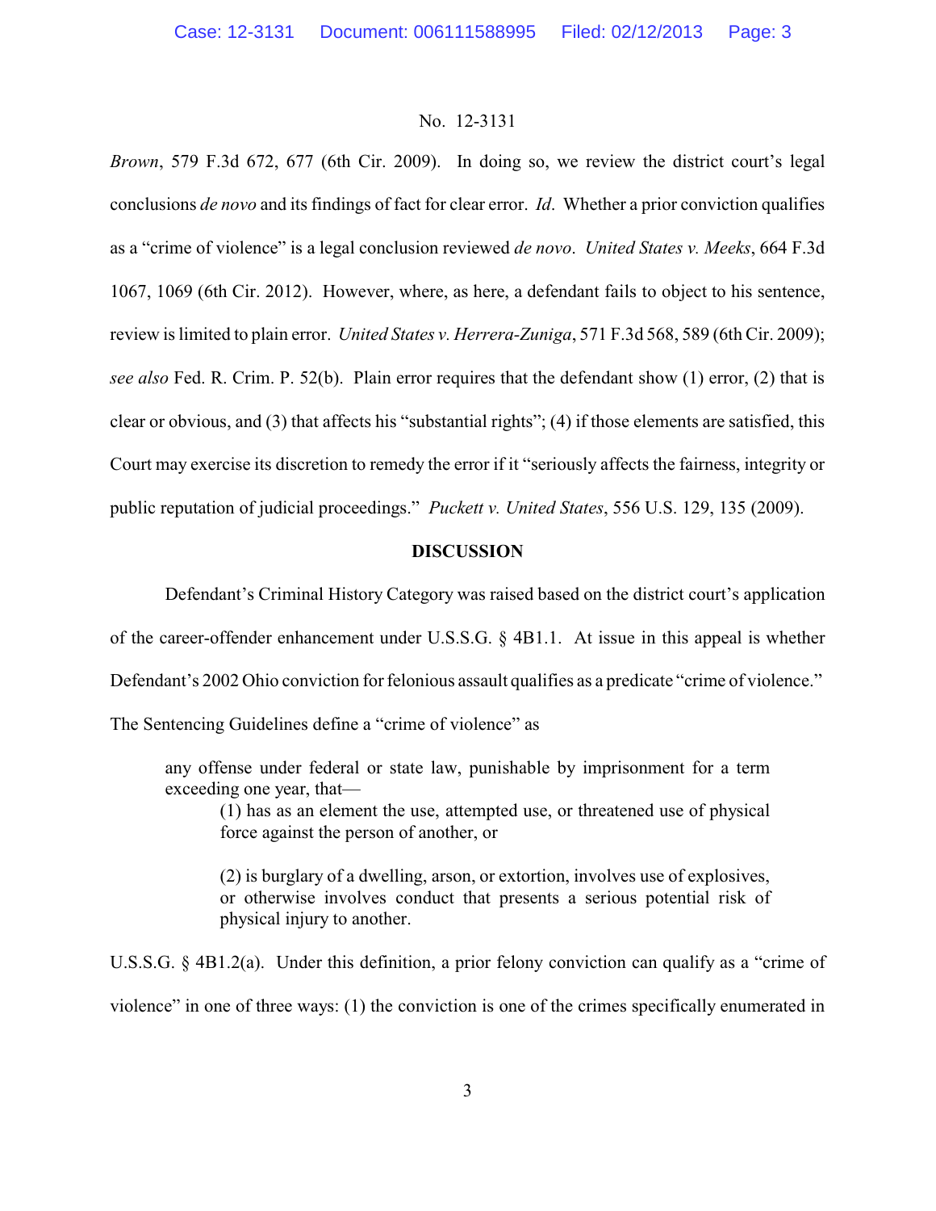*Brown*, 579 F.3d 672, 677 (6th Cir. 2009). In doing so, we review the district court's legal conclusions *de novo* and its findings of fact for clear error. *Id*. Whether a prior conviction qualifies as a "crime of violence" is a legal conclusion reviewed *de novo*. *United States v. Meeks*, 664 F.3d 1067, 1069 (6th Cir. 2012). However, where, as here, a defendant fails to object to his sentence, review is limited to plain error. *United States v. Herrera-Zuniga*, 571 F.3d 568, 589 (6th Cir. 2009); *see also* Fed. R. Crim. P. 52(b). Plain error requires that the defendant show (1) error, (2) that is clear or obvious, and (3) that affects his "substantial rights"; (4) if those elements are satisfied, this Court may exercise its discretion to remedy the error if it "seriously affects the fairness, integrity or public reputation of judicial proceedings." *Puckett v. United States*, 556 U.S. 129, 135 (2009).

## DISCUSSION

Defendant's Criminal History Category was raised based on the district court's application of the career-offender enhancement under U.S.S.G. § 4B1.1. At issue in this appeal is whether Defendant's 2002 Ohio conviction for felonious assault qualifies as a predicate "crime of violence." The Sentencing Guidelines define a "crime of violence" as

> any offense under federal or state law, punishable by imprisonment for a term exceeding one year, that—
>
> (1) has as an element the use, attempted use, or threatened use of physical force against the person of another, or
>
> (2) is burglary of a dwelling, arson, or extortion, involves use of explosives, or otherwise involves conduct that presents a serious potential risk of physical injury to another.

U.S.S.G. § 4B1.2(a). Under this definition, a prior felony conviction can qualify as a "crime of violence" in one of three ways: (1) the conviction is one of the crimes specifically enumerated in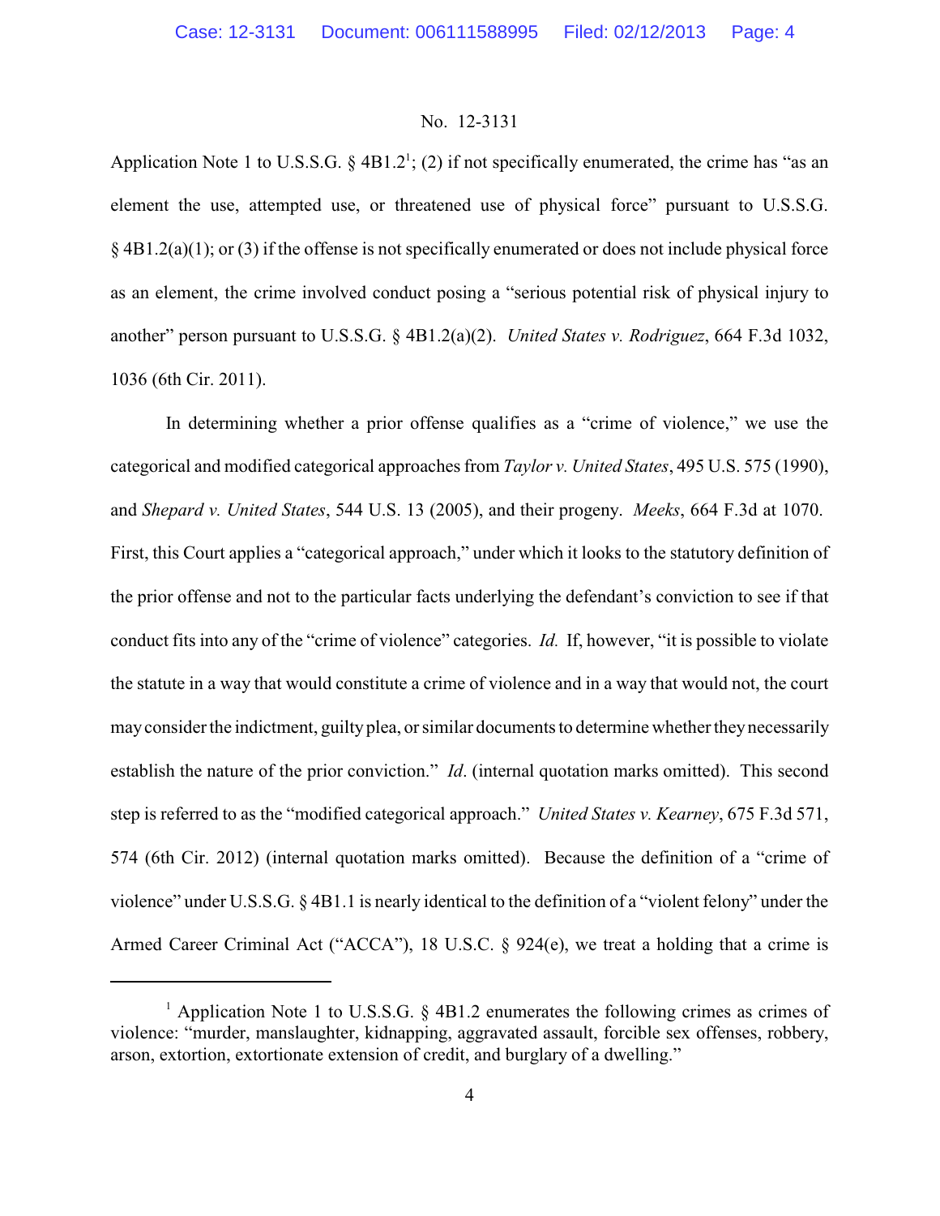No. 12-3131

Application Note 1 to U.S.S.G. § 4B1.2[1]; (2) if not specifically enumerated, the crime has "as an element the use, attempted use, or threatened use of physical force" pursuant to U.S.S.G. § 4B1.2(a)(1); or (3) if the offense is not specifically enumerated or does not include physical force as an element, the crime involved conduct posing a "serious potential risk of physical injury to another" person pursuant to U.S.S.G. § 4B1.2(a)(2). *United States v. Rodriguez*, 664 F.3d 1032, 1036 (6th Cir. 2011).

In determining whether a prior offense qualifies as a "crime of violence," we use the categorical and modified categorical approaches from *Taylor v. United States*, 495 U.S. 575 (1990), and *Shepard v. United States*, 544 U.S. 13 (2005), and their progeny. *Meeks*, 664 F.3d at 1070. First, this Court applies a "categorical approach," under which it looks to the statutory definition of the prior offense and not to the particular facts underlying the defendant's conviction to see if that conduct fits into any of the "crime of violence" categories. *Id.* If, however, "it is possible to violate the statute in a way that would constitute a crime of violence and in a way that would not, the court may consider the indictment, guilty plea, or similar documents to determine whether they necessarily establish the nature of the prior conviction." *Id*. (internal quotation marks omitted). This second step is referred to as the "modified categorical approach." *United States v. Kearney*, 675 F.3d 571, 574 (6th Cir. 2012) (internal quotation marks omitted). Because the definition of a "crime of violence" under U.S.S.G. § 4B1.1 is nearly identical to the definition of a "violent felony" under the Armed Career Criminal Act ("ACCA"), 18 U.S.C. § 924(e), we treat a holding that a crime is

---

[1] Application Note 1 to U.S.S.G. § 4B1.2 enumerates the following crimes as crimes of violence: "murder, manslaughter, kidnapping, aggravated assault, forcible sex offenses, robbery, arson, extortion, extortionate extension of credit, and burglary of a dwelling."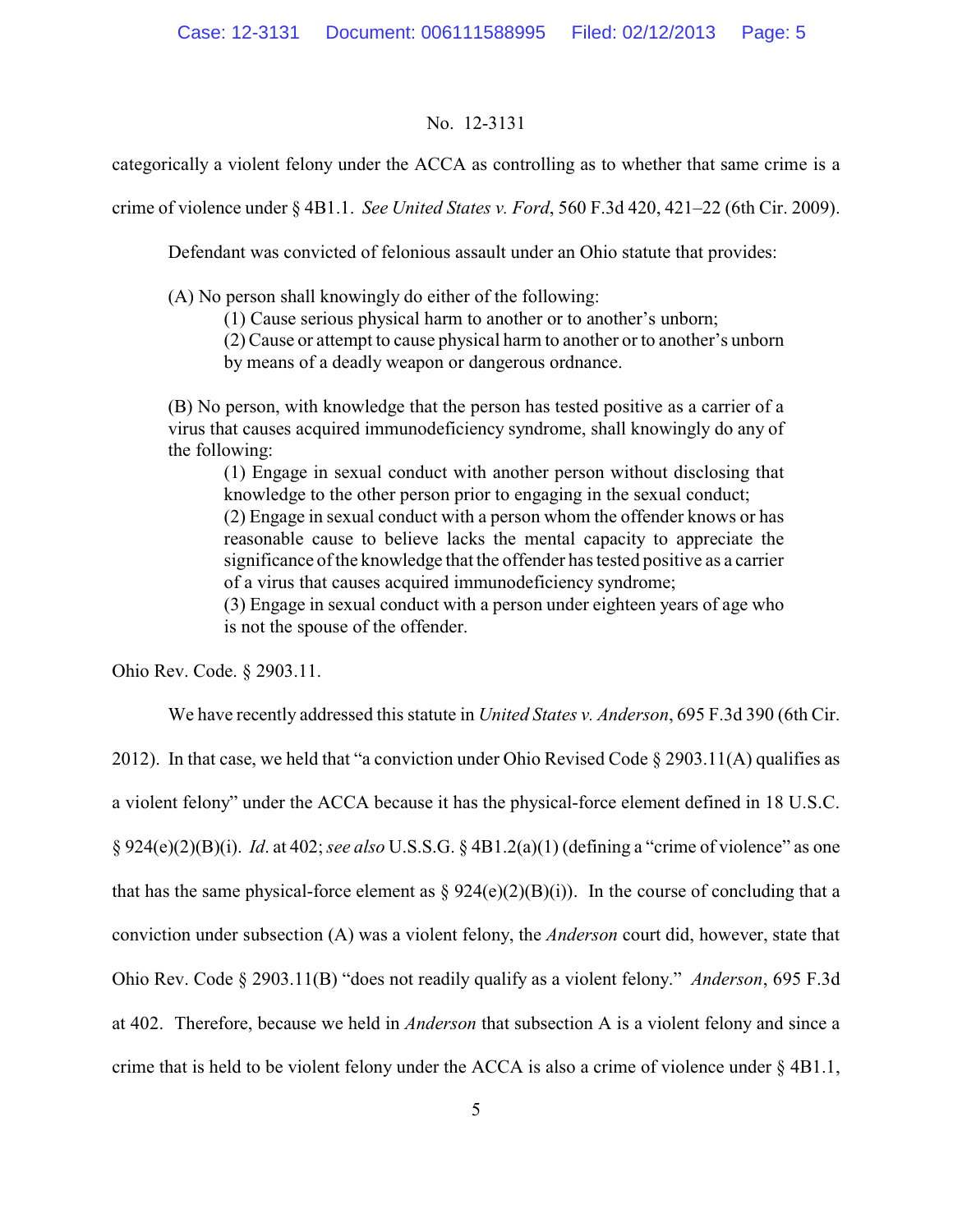categorically a violent felony under the ACCA as controlling as to whether that same crime is a crime of violence under § 4B1.1. *See United States v. Ford*, 560 F.3d 420, 421–22 (6th Cir. 2009).

Defendant was convicted of felonious assault under an Ohio statute that provides:

> (A) No person shall knowingly do either of the following:
>
> (1) Cause serious physical harm to another or to another's unborn;
>
> (2) Cause or attempt to cause physical harm to another or to another's unborn by means of a deadly weapon or dangerous ordnance.
>
> (B) No person, with knowledge that the person has tested positive as a carrier of a virus that causes acquired immunodeficiency syndrome, shall knowingly do any of the following:
>
> (1) Engage in sexual conduct with another person without disclosing that knowledge to the other person prior to engaging in the sexual conduct;
>
> (2) Engage in sexual conduct with a person whom the offender knows or has reasonable cause to believe lacks the mental capacity to appreciate the significance of the knowledge that the offender has tested positive as a carrier of a virus that causes acquired immunodeficiency syndrome;
>
> (3) Engage in sexual conduct with a person under eighteen years of age who is not the spouse of the offender.

Ohio Rev. Code. § 2903.11.

We have recently addressed this statute in *United States v. Anderson*, 695 F.3d 390 (6th Cir. 2012). In that case, we held that "a conviction under Ohio Revised Code § 2903.11(A) qualifies as a violent felony" under the ACCA because it has the physical-force element defined in 18 U.S.C. § 924(e)(2)(B)(i). *Id*. at 402; *see also* U.S.S.G. § 4B1.2(a)(1) (defining a "crime of violence" as one that has the same physical-force element as § 924(e)(2)(B)(i)). In the course of concluding that a conviction under subsection (A) was a violent felony, the *Anderson* court did, however, state that Ohio Rev. Code § 2903.11(B) "does not readily qualify as a violent felony." *Anderson*, 695 F.3d at 402. Therefore, because we held in *Anderson* that subsection A is a violent felony and since a crime that is held to be violent felony under the ACCA is also a crime of violence under § 4B1.1,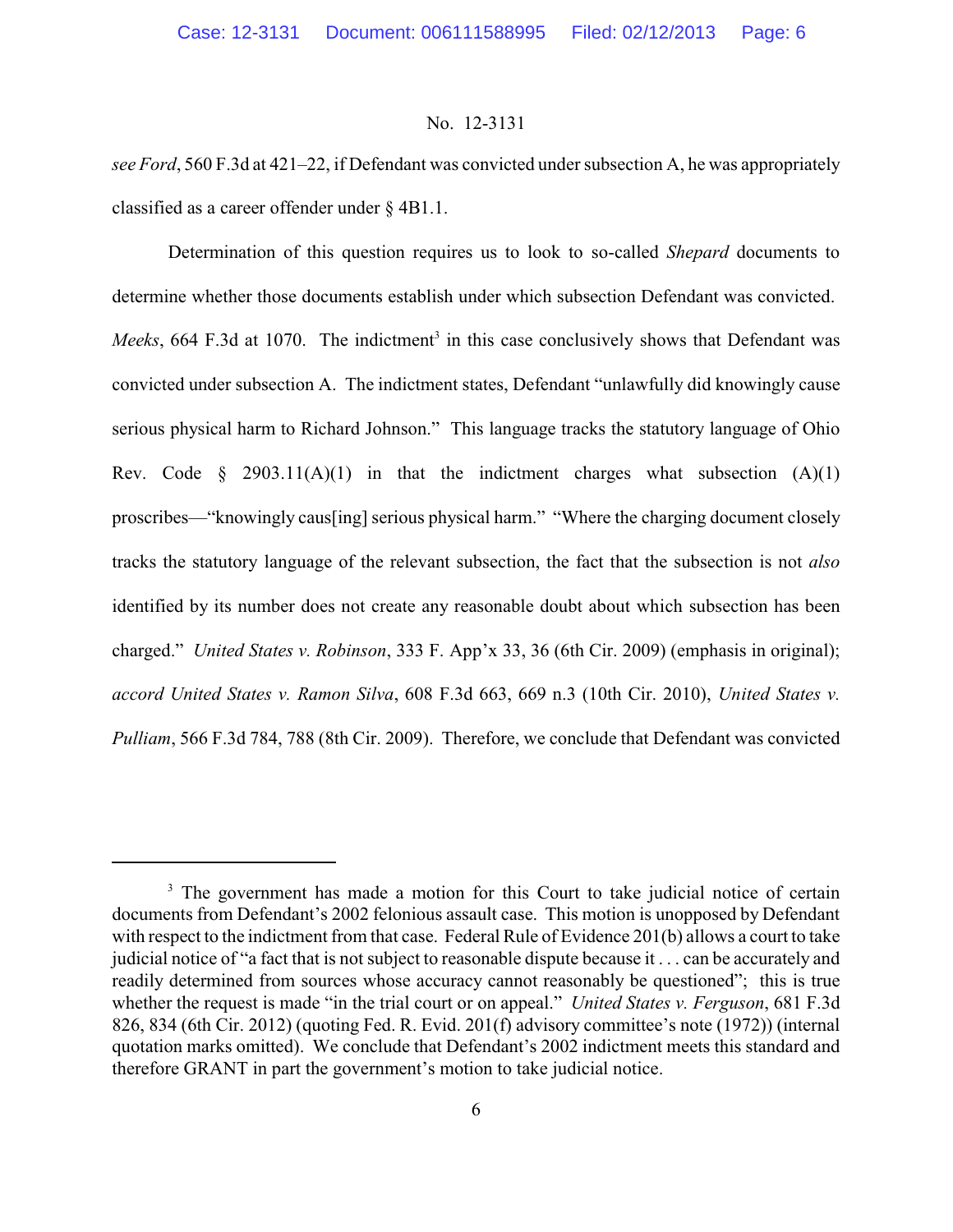*see Ford*, 560 F.3d at 421–22, if Defendant was convicted under subsection A, he was appropriately classified as a career offender under § 4B1.1.

Determination of this question requires us to look to so-called *Shepard* documents to determine whether those documents establish under which subsection Defendant was convicted. *Meeks*, 664 F.3d at 1070. The indictment[3] in this case conclusively shows that Defendant was convicted under subsection A. The indictment states, Defendant "unlawfully did knowingly cause serious physical harm to Richard Johnson." This language tracks the statutory language of Ohio Rev. Code § 2903.11(A)(1) in that the indictment charges what subsection (A)(1) proscribes—"knowingly caus[ing] serious physical harm." "Where the charging document closely tracks the statutory language of the relevant subsection, the fact that the subsection is not *also* identified by its number does not create any reasonable doubt about which subsection has been charged." *United States v. Robinson*, 333 F. App'x 33, 36 (6th Cir. 2009) (emphasis in original); *accord United States v. Ramon Silva*, 608 F.3d 663, 669 n.3 (10th Cir. 2010), *United States v. Pulliam*, 566 F.3d 784, 788 (8th Cir. 2009). Therefore, we conclude that Defendant was convicted

---

[3] The government has made a motion for this Court to take judicial notice of certain documents from Defendant's 2002 felonious assault case. This motion is unopposed by Defendant with respect to the indictment from that case. Federal Rule of Evidence 201(b) allows a court to take judicial notice of "a fact that is not subject to reasonable dispute because it . . . can be accurately and readily determined from sources whose accuracy cannot reasonably be questioned"; this is true whether the request is made "in the trial court or on appeal." *United States v. Ferguson*, 681 F.3d 826, 834 (6th Cir. 2012) (quoting Fed. R. Evid. 201(f) advisory committee's note (1972)) (internal quotation marks omitted). We conclude that Defendant's 2002 indictment meets this standard and therefore GRANT in part the government's motion to take judicial notice.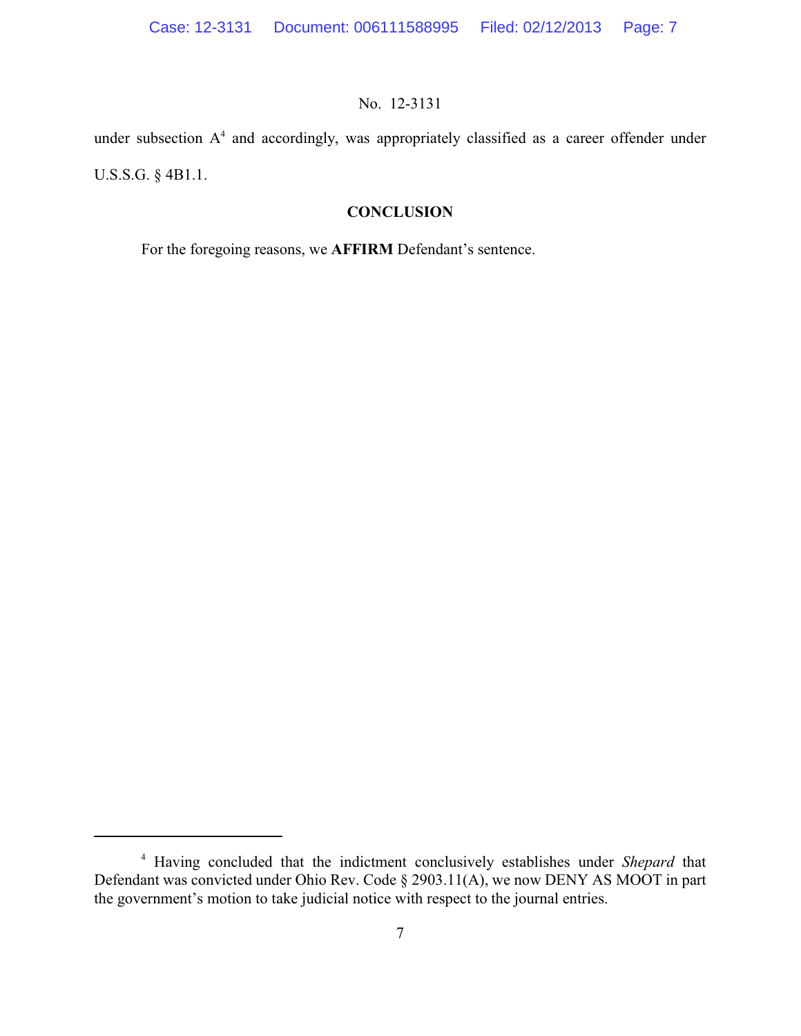under subsection A[4] and accordingly, was appropriately classified as a career offender under U.S.S.G. § 4B1.1.

## CONCLUSION

For the foregoing reasons, we **AFFIRM** Defendant's sentence.

---

[4] Having concluded that the indictment conclusively establishes under *Shepard* that Defendant was convicted under Ohio Rev. Code § 2903.11(A), we now DENY AS MOOT in part the government's motion to take judicial notice with respect to the journal entries.